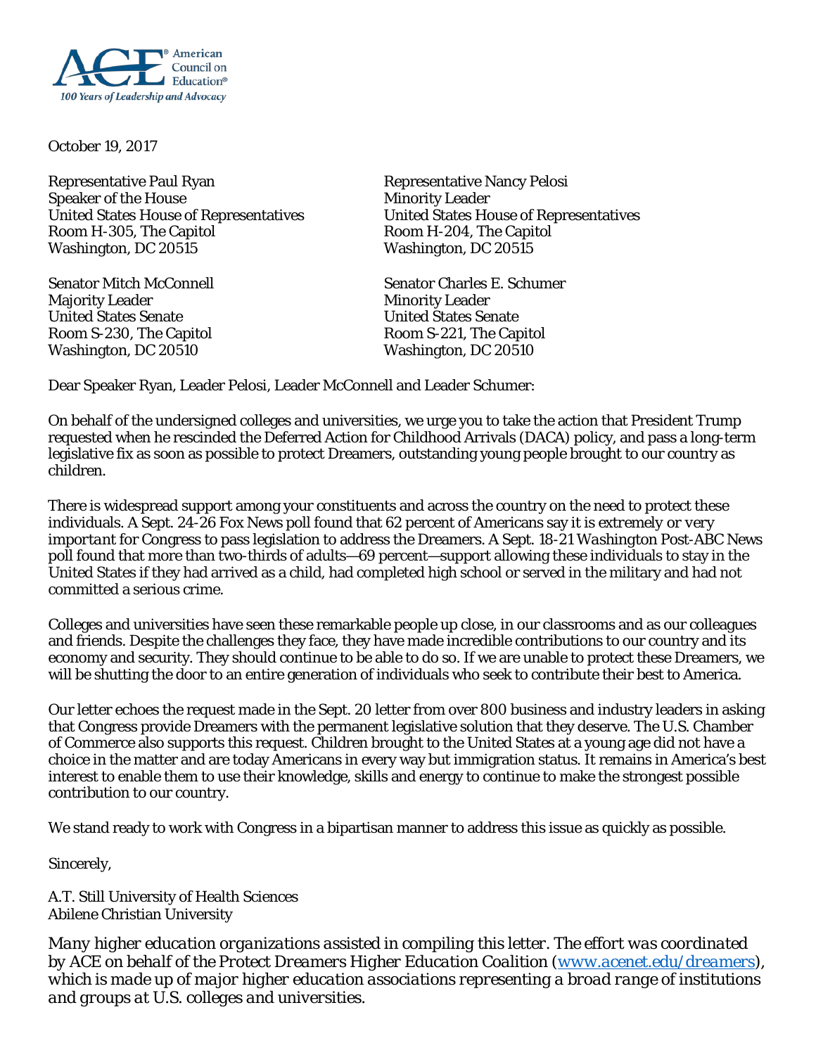American Council on Education®
*100 Years of Leadership and Advocacy*

October 19, 2017

Representative Paul Ryan
Speaker of the House
United States House of Representatives
Room H-305, The Capitol
Washington, DC 20515

Representative Nancy Pelosi
Minority Leader
United States House of Representatives
Room H-204, The Capitol
Washington, DC 20515

Senator Mitch McConnell
Majority Leader
United States Senate
Room S-230, The Capitol
Washington, DC 20510

Senator Charles E. Schumer
Minority Leader
United States Senate
Room S-221, The Capitol
Washington, DC 20510

Dear Speaker Ryan, Leader Pelosi, Leader McConnell and Leader Schumer:

On behalf of the undersigned colleges and universities, we urge you to take the action that President Trump requested when he rescinded the Deferred Action for Childhood Arrivals (DACA) policy, and pass a long-term legislative fix as soon as possible to protect Dreamers, outstanding young people brought to our country as children.

There is widespread support among your constituents and across the country on the need to protect these individuals. A Sept. 24-26 Fox News poll found that 62 percent of Americans say it is *extremely* or *very important* for Congress to pass legislation to address the Dreamers. A Sept. 18-21 *Washington Post*-ABC News poll found that more than two-thirds of adults—69 percent—support allowing these individuals to stay in the United States if they had arrived as a child, had completed high school or served in the military and had not committed a serious crime.

Colleges and universities have seen these remarkable people up close, in our classrooms and as our colleagues and friends. Despite the challenges they face, they have made incredible contributions to our country and its economy and security. They should continue to be able to do so. If we are unable to protect these Dreamers, we will be shutting the door to an entire generation of individuals who seek to contribute their best to America.

Our letter echoes the request made in the Sept. 20 letter from over 800 business and industry leaders in asking that Congress provide Dreamers with the permanent legislative solution that they deserve. The U.S. Chamber of Commerce also supports this request. Children brought to the United States at a young age did not have a choice in the matter and are today Americans in every way but immigration status. It remains in America's best interest to enable them to use their knowledge, skills and energy to continue to make the strongest possible contribution to our country.

We stand ready to work with Congress in a bipartisan manner to address this issue as quickly as possible.

Sincerely,

A.T. Still University of Health Sciences
Abilene Christian University

*Many higher education organizations assisted in compiling this letter. The effort was coordinated by ACE on behalf of the Protect Dreamers Higher Education Coalition ([www.acenet.edu/dreamers](http://www.acenet.edu/dreamers)), which is made up of major higher education associations representing a broad range of institutions and groups at U.S. colleges and universities.*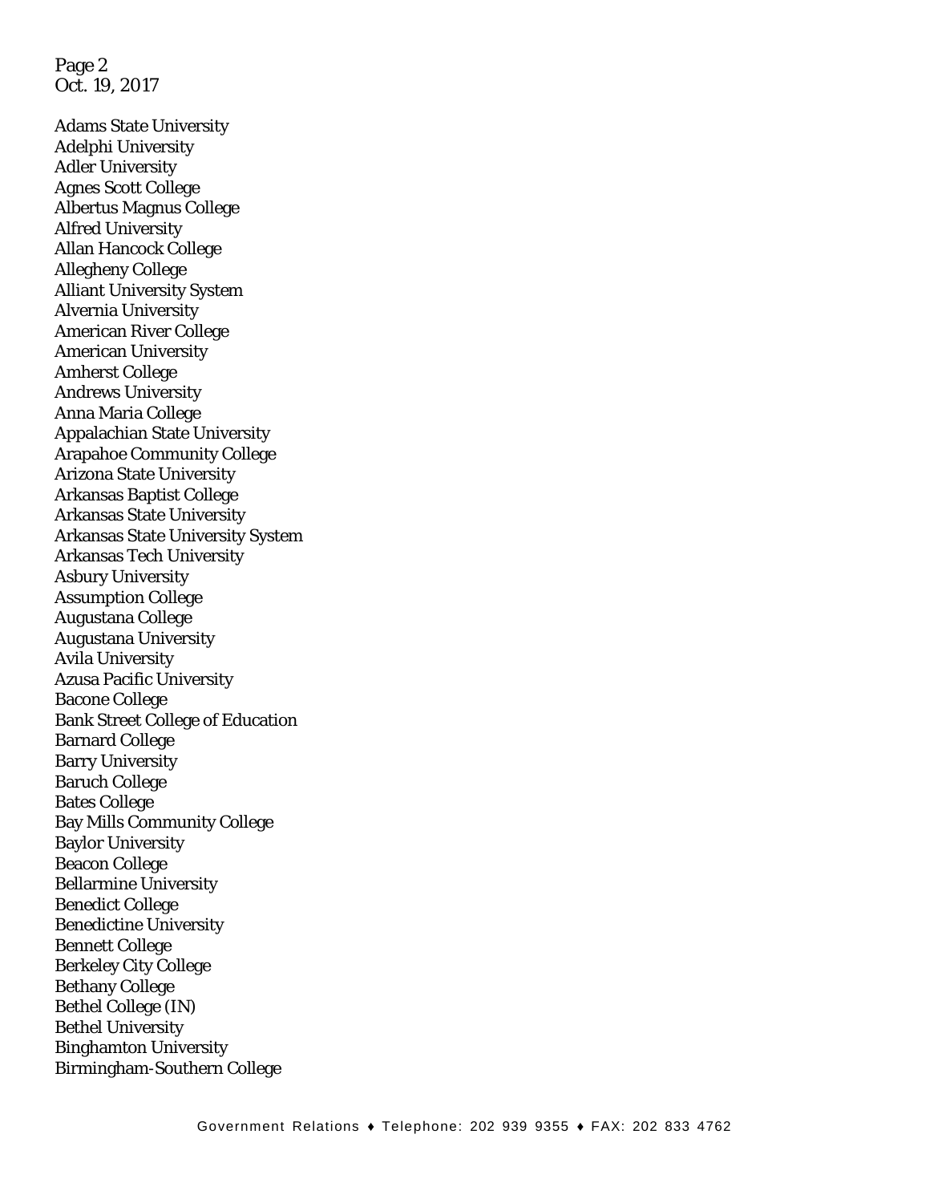Adams State University
Adelphi University
Adler University
Agnes Scott College
Albertus Magnus College
Alfred University
Allan Hancock College
Allegheny College
Alliant University System
Alvernia University
American River College
American University
Amherst College
Andrews University
Anna Maria College
Appalachian State University
Arapahoe Community College
Arizona State University
Arkansas Baptist College
Arkansas State University
Arkansas State University System
Arkansas Tech University
Asbury University
Assumption College
Augustana College
Augustana University
Avila University
Azusa Pacific University
Bacone College
Bank Street College of Education
Barnard College
Barry University
Baruch College
Bates College
Bay Mills Community College
Baylor University
Beacon College
Bellarmine University
Benedict College
Benedictine University
Bennett College
Berkeley City College
Bethany College
Bethel College (IN)
Bethel University
Binghamton University
Birmingham-Southern College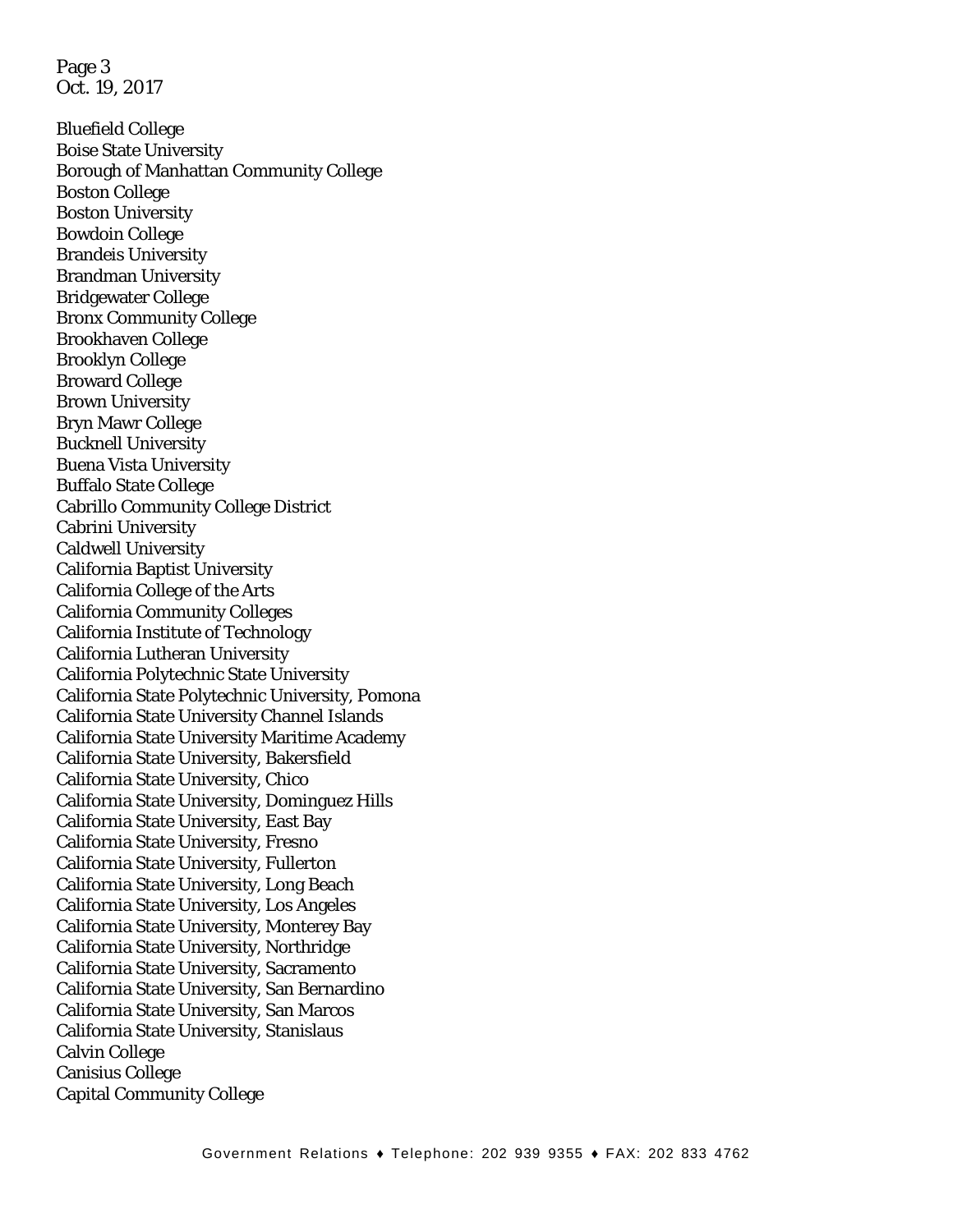Bluefield College
Boise State University
Borough of Manhattan Community College
Boston College
Boston University
Bowdoin College
Brandeis University
Brandman University
Bridgewater College
Bronx Community College
Brookhaven College
Brooklyn College
Broward College
Brown University
Bryn Mawr College
Bucknell University
Buena Vista University
Buffalo State College
Cabrillo Community College District
Cabrini University
Caldwell University
California Baptist University
California College of the Arts
California Community Colleges
California Institute of Technology
California Lutheran University
California Polytechnic State University
California State Polytechnic University, Pomona
California State University Channel Islands
California State University Maritime Academy
California State University, Bakersfield
California State University, Chico
California State University, Dominguez Hills
California State University, East Bay
California State University, Fresno
California State University, Fullerton
California State University, Long Beach
California State University, Los Angeles
California State University, Monterey Bay
California State University, Northridge
California State University, Sacramento
California State University, San Bernardino
California State University, San Marcos
California State University, Stanislaus
Calvin College
Canisius College
Capital Community College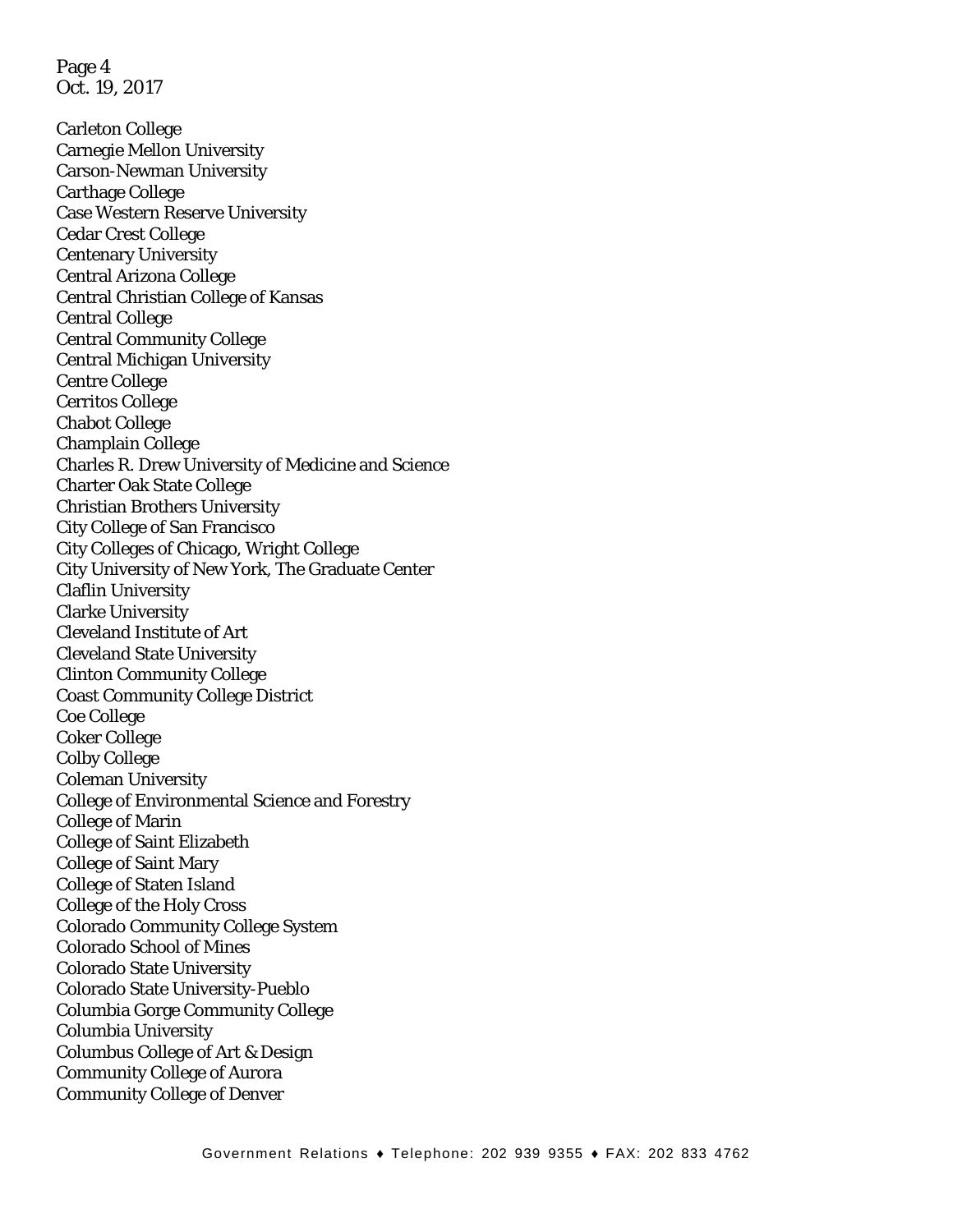Carleton College
Carnegie Mellon University
Carson-Newman University
Carthage College
Case Western Reserve University
Cedar Crest College
Centenary University
Central Arizona College
Central Christian College of Kansas
Central College
Central Community College
Central Michigan University
Centre College
Cerritos College
Chabot College
Champlain College
Charles R. Drew University of Medicine and Science
Charter Oak State College
Christian Brothers University
City College of San Francisco
City Colleges of Chicago, Wright College
City University of New York, The Graduate Center
Claflin University
Clarke University
Cleveland Institute of Art
Cleveland State University
Clinton Community College
Coast Community College District
Coe College
Coker College
Colby College
Coleman University
College of Environmental Science and Forestry
College of Marin
College of Saint Elizabeth
College of Saint Mary
College of Staten Island
College of the Holy Cross
Colorado Community College System
Colorado School of Mines
Colorado State University
Colorado State University-Pueblo
Columbia Gorge Community College
Columbia University
Columbus College of Art & Design
Community College of Aurora
Community College of Denver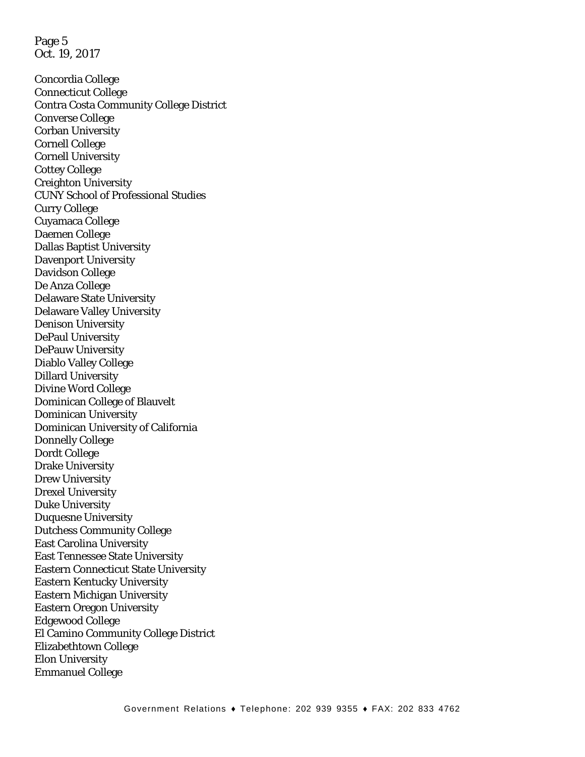Concordia College
Connecticut College
Contra Costa Community College District
Converse College
Corban University
Cornell College
Cornell University
Cottey College
Creighton University
CUNY School of Professional Studies
Curry College
Cuyamaca College
Daemen College
Dallas Baptist University
Davenport University
Davidson College
De Anza College
Delaware State University
Delaware Valley University
Denison University
DePaul University
DePauw University
Diablo Valley College
Dillard University
Divine Word College
Dominican College of Blauvelt
Dominican University
Dominican University of California
Donnelly College
Dordt College
Drake University
Drew University
Drexel University
Duke University
Duquesne University
Dutchess Community College
East Carolina University
East Tennessee State University
Eastern Connecticut State University
Eastern Kentucky University
Eastern Michigan University
Eastern Oregon University
Edgewood College
El Camino Community College District
Elizabethtown College
Elon University
Emmanuel College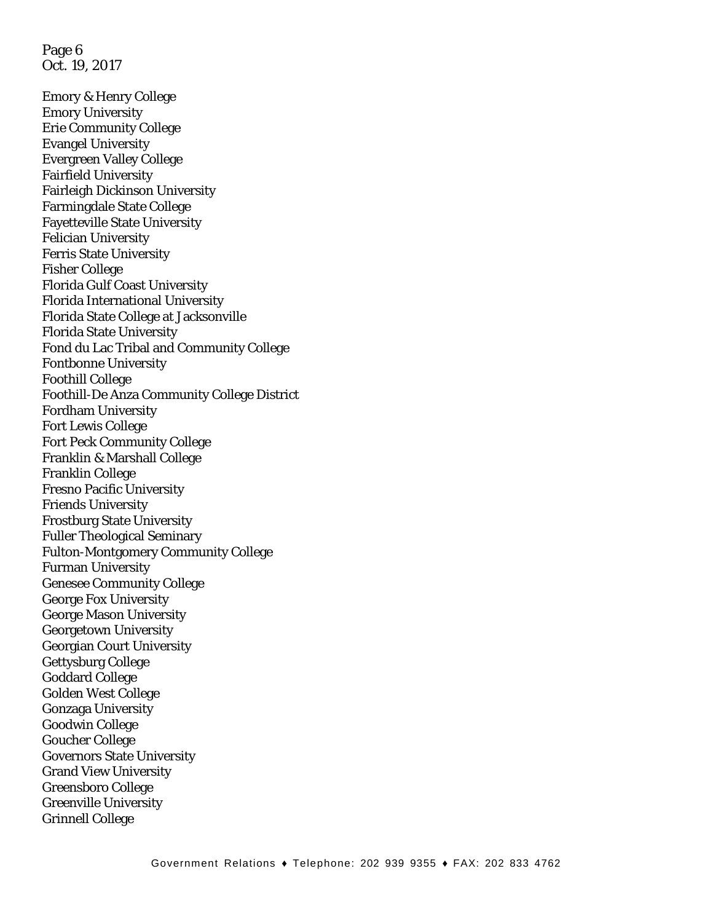Emory & Henry College
Emory University
Erie Community College
Evangel University
Evergreen Valley College
Fairfield University
Fairleigh Dickinson University
Farmingdale State College
Fayetteville State University
Felician University
Ferris State University
Fisher College
Florida Gulf Coast University
Florida International University
Florida State College at Jacksonville
Florida State University
Fond du Lac Tribal and Community College
Fontbonne University
Foothill College
Foothill-De Anza Community College District
Fordham University
Fort Lewis College
Fort Peck Community College
Franklin & Marshall College
Franklin College
Fresno Pacific University
Friends University
Frostburg State University
Fuller Theological Seminary
Fulton-Montgomery Community College
Furman University
Genesee Community College
George Fox University
George Mason University
Georgetown University
Georgian Court University
Gettysburg College
Goddard College
Golden West College
Gonzaga University
Goodwin College
Goucher College
Governors State University
Grand View University
Greensboro College
Greenville University
Grinnell College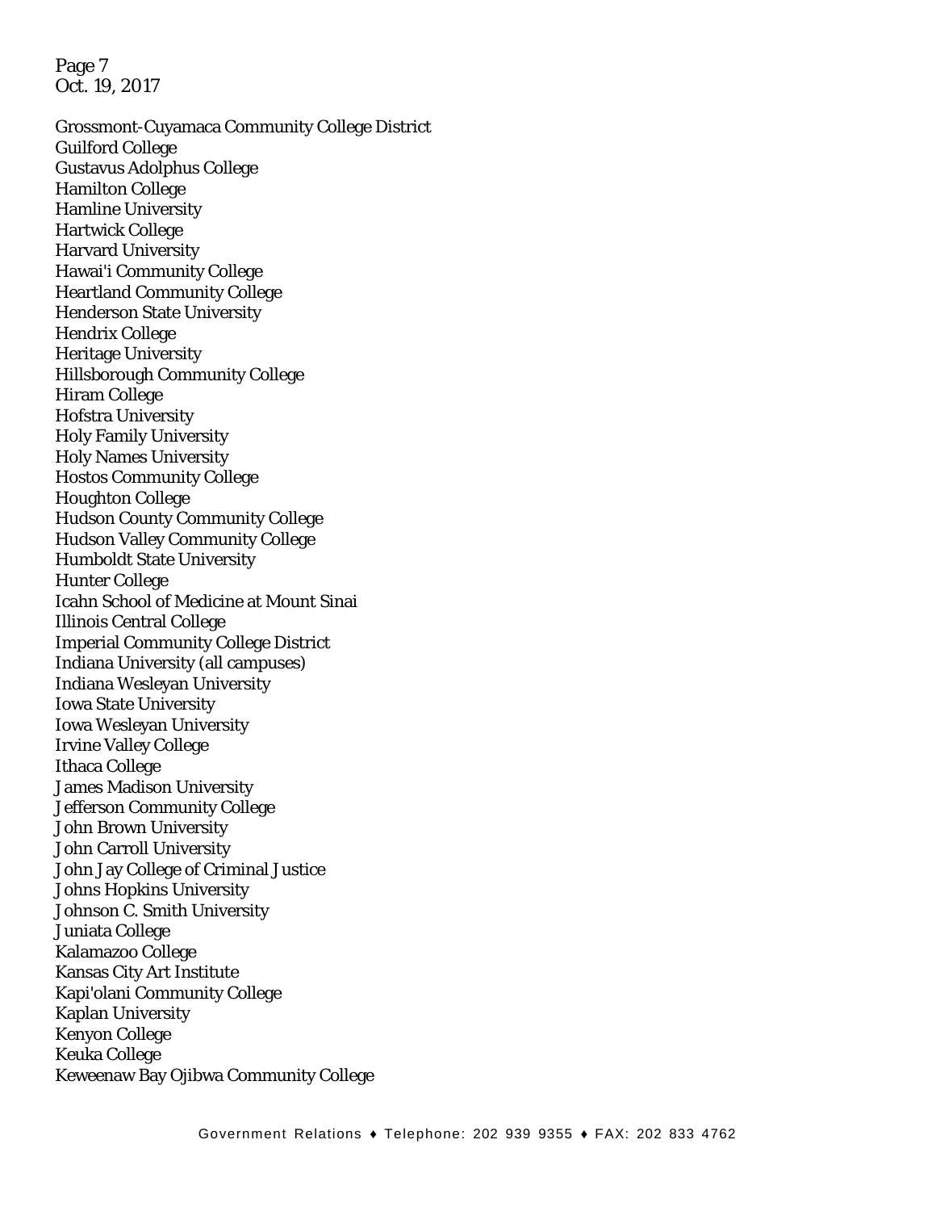Grossmont-Cuyamaca Community College District
Guilford College
Gustavus Adolphus College
Hamilton College
Hamline University
Hartwick College
Harvard University
Hawai'i Community College
Heartland Community College
Henderson State University
Hendrix College
Heritage University
Hillsborough Community College
Hiram College
Hofstra University
Holy Family University
Holy Names University
Hostos Community College
Houghton College
Hudson County Community College
Hudson Valley Community College
Humboldt State University
Hunter College
Icahn School of Medicine at Mount Sinai
Illinois Central College
Imperial Community College District
Indiana University (all campuses)
Indiana Wesleyan University
Iowa State University
Iowa Wesleyan University
Irvine Valley College
Ithaca College
James Madison University
Jefferson Community College
John Brown University
John Carroll University
John Jay College of Criminal Justice
Johns Hopkins University
Johnson C. Smith University
Juniata College
Kalamazoo College
Kansas City Art Institute
Kapi'olani Community College
Kaplan University
Kenyon College
Keuka College
Keweenaw Bay Ojibwa Community College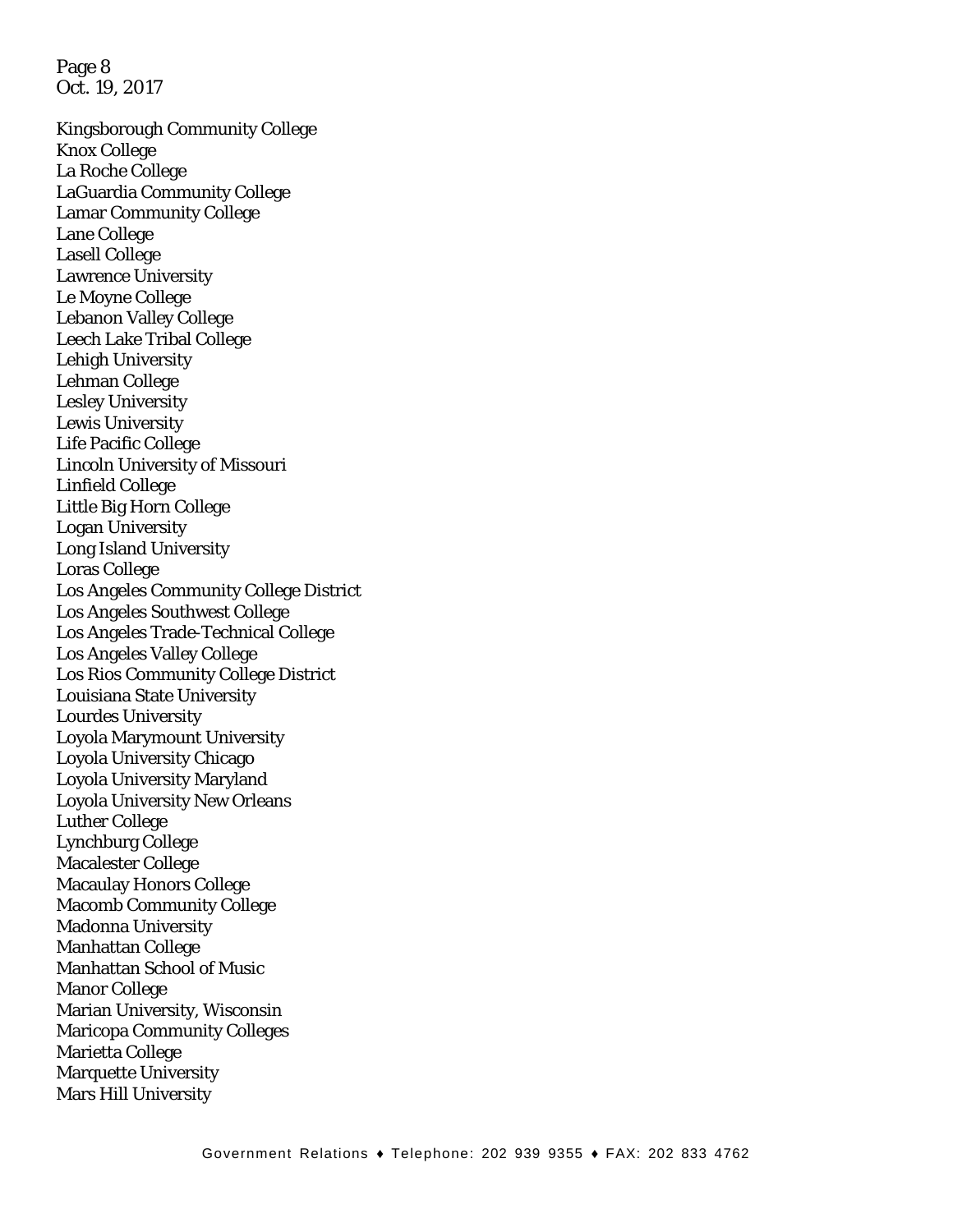Kingsborough Community College
Knox College
La Roche College
LaGuardia Community College
Lamar Community College
Lane College
Lasell College
Lawrence University
Le Moyne College
Lebanon Valley College
Leech Lake Tribal College
Lehigh University
Lehman College
Lesley University
Lewis University
Life Pacific College
Lincoln University of Missouri
Linfield College
Little Big Horn College
Logan University
Long Island University
Loras College
Los Angeles Community College District
Los Angeles Southwest College
Los Angeles Trade-Technical College
Los Angeles Valley College
Los Rios Community College District
Louisiana State University
Lourdes University
Loyola Marymount University
Loyola University Chicago
Loyola University Maryland
Loyola University New Orleans
Luther College
Lynchburg College
Macalester College
Macaulay Honors College
Macomb Community College
Madonna University
Manhattan College
Manhattan School of Music
Manor College
Marian University, Wisconsin
Maricopa Community Colleges
Marietta College
Marquette University
Mars Hill University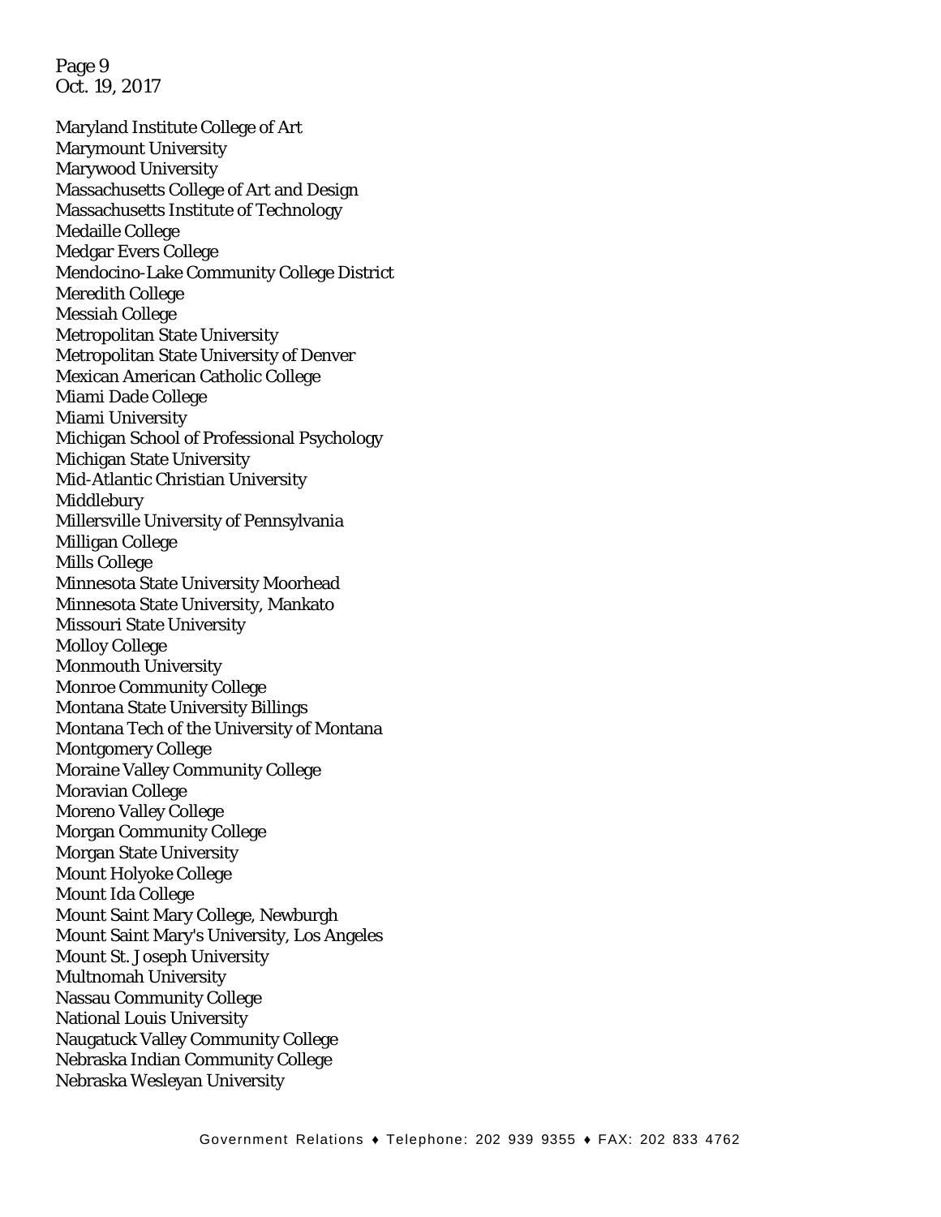Maryland Institute College of Art
Marymount University
Marywood University
Massachusetts College of Art and Design
Massachusetts Institute of Technology
Medaille College
Medgar Evers College
Mendocino-Lake Community College District
Meredith College
Messiah College
Metropolitan State University
Metropolitan State University of Denver
Mexican American Catholic College
Miami Dade College
Miami University
Michigan School of Professional Psychology
Michigan State University
Mid-Atlantic Christian University
Middlebury
Millersville University of Pennsylvania
Milligan College
Mills College
Minnesota State University Moorhead
Minnesota State University, Mankato
Missouri State University
Molloy College
Monmouth University
Monroe Community College
Montana State University Billings
Montana Tech of the University of Montana
Montgomery College
Moraine Valley Community College
Moravian College
Moreno Valley College
Morgan Community College
Morgan State University
Mount Holyoke College
Mount Ida College
Mount Saint Mary College, Newburgh
Mount Saint Mary's University, Los Angeles
Mount St. Joseph University
Multnomah University
Nassau Community College
National Louis University
Naugatuck Valley Community College
Nebraska Indian Community College
Nebraska Wesleyan University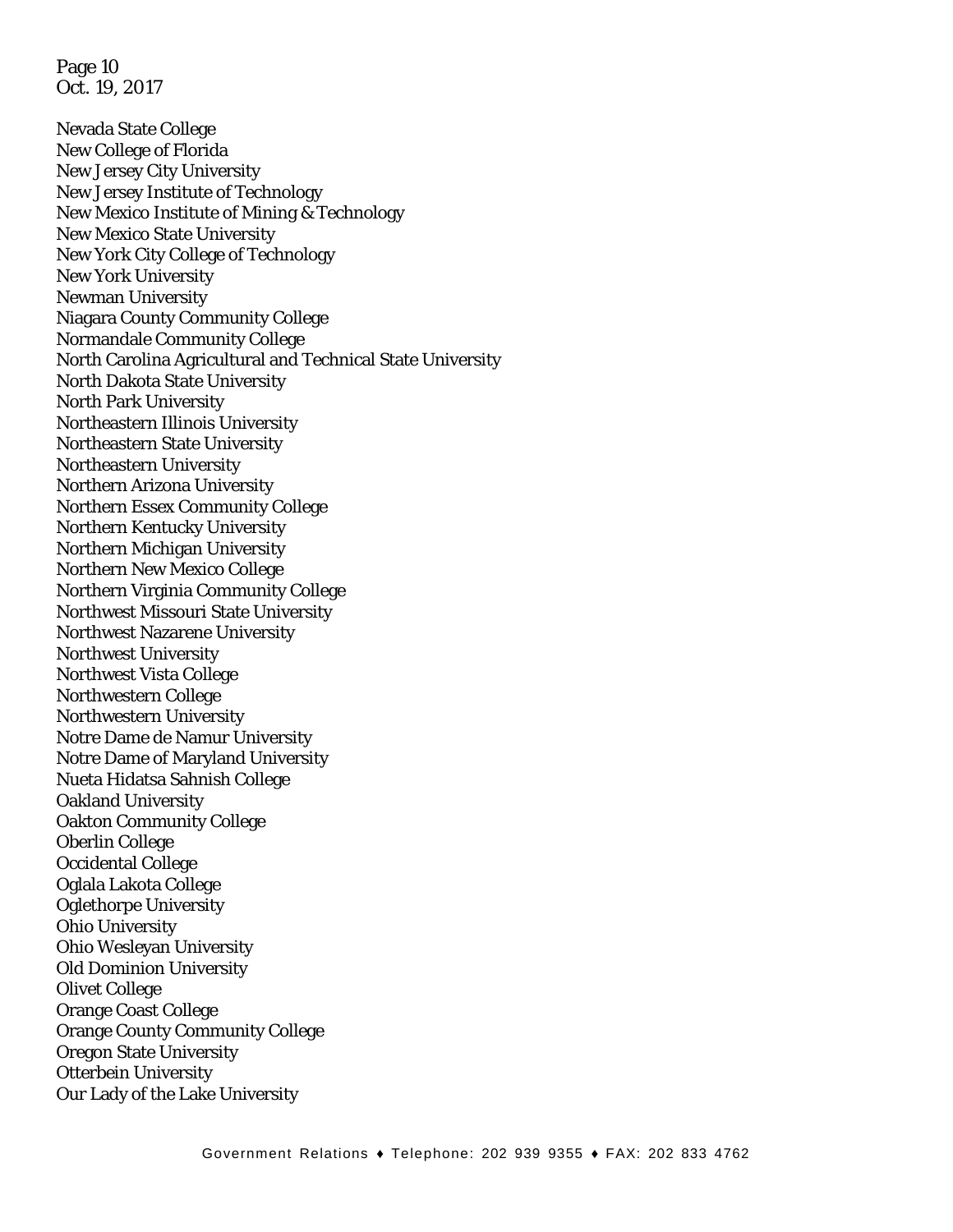Nevada State College
New College of Florida
New Jersey City University
New Jersey Institute of Technology
New Mexico Institute of Mining & Technology
New Mexico State University
New York City College of Technology
New York University
Newman University
Niagara County Community College
Normandale Community College
North Carolina Agricultural and Technical State University
North Dakota State University
North Park University
Northeastern Illinois University
Northeastern State University
Northeastern University
Northern Arizona University
Northern Essex Community College
Northern Kentucky University
Northern Michigan University
Northern New Mexico College
Northern Virginia Community College
Northwest Missouri State University
Northwest Nazarene University
Northwest University
Northwest Vista College
Northwestern College
Northwestern University
Notre Dame de Namur University
Notre Dame of Maryland University
Nueta Hidatsa Sahnish College
Oakland University
Oakton Community College
Oberlin College
Occidental College
Oglala Lakota College
Oglethorpe University
Ohio University
Ohio Wesleyan University
Old Dominion University
Olivet College
Orange Coast College
Orange County Community College
Oregon State University
Otterbein University
Our Lady of the Lake University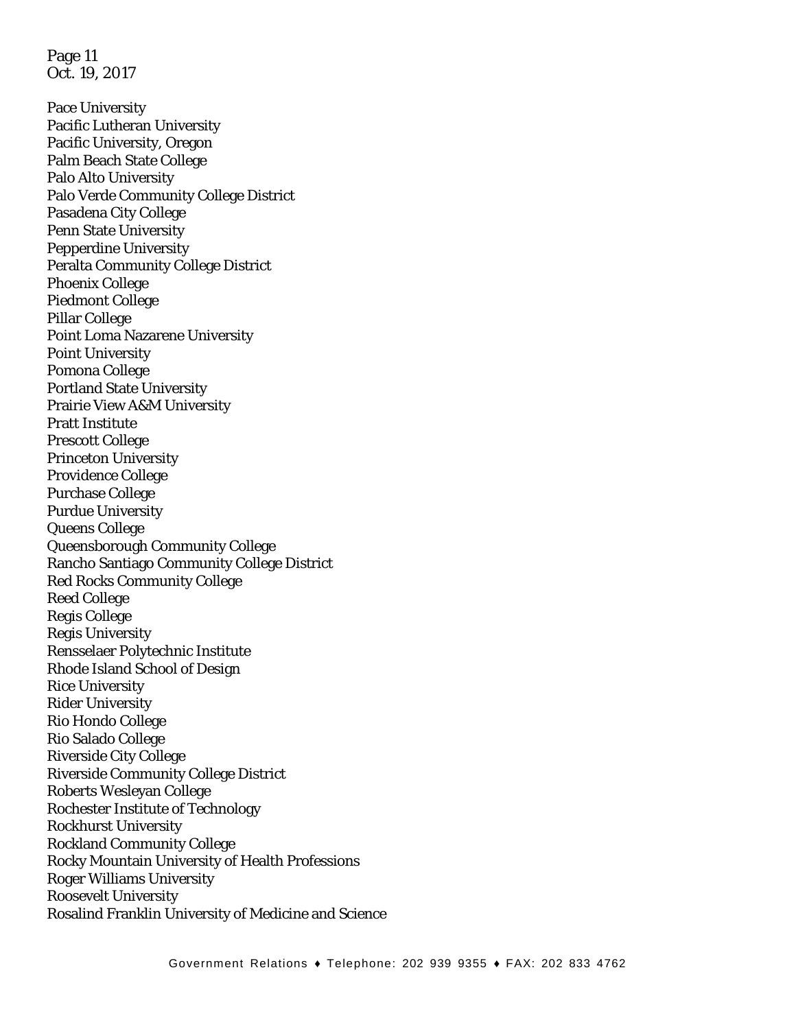Pace University
Pacific Lutheran University
Pacific University, Oregon
Palm Beach State College
Palo Alto University
Palo Verde Community College District
Pasadena City College
Penn State University
Pepperdine University
Peralta Community College District
Phoenix College
Piedmont College
Pillar College
Point Loma Nazarene University
Point University
Pomona College
Portland State University
Prairie View A&M University
Pratt Institute
Prescott College
Princeton University
Providence College
Purchase College
Purdue University
Queens College
Queensborough Community College
Rancho Santiago Community College District
Red Rocks Community College
Reed College
Regis College
Regis University
Rensselaer Polytechnic Institute
Rhode Island School of Design
Rice University
Rider University
Rio Hondo College
Rio Salado College
Riverside City College
Riverside Community College District
Roberts Wesleyan College
Rochester Institute of Technology
Rockhurst University
Rockland Community College
Rocky Mountain University of Health Professions
Roger Williams University
Roosevelt University
Rosalind Franklin University of Medicine and Science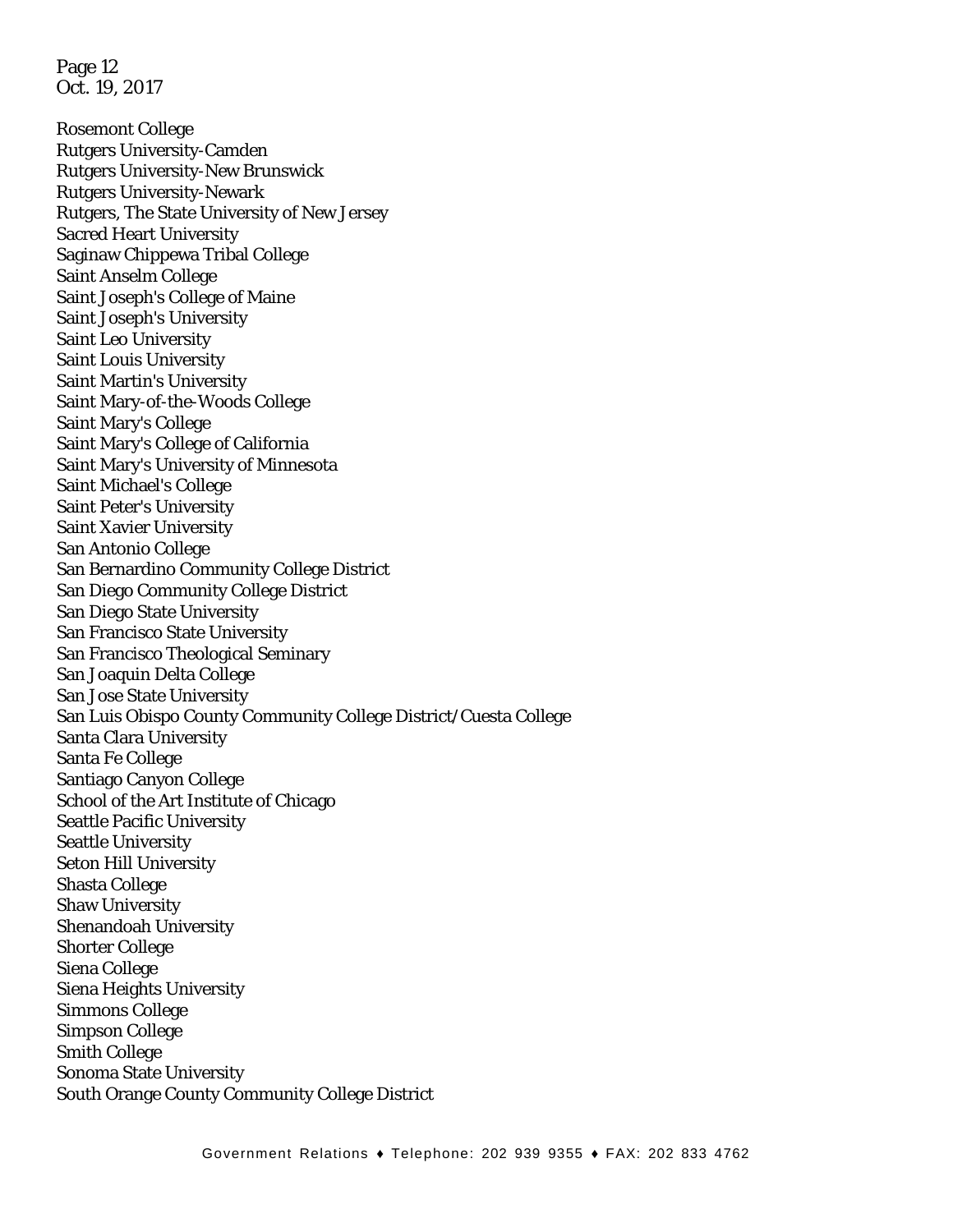Rosemont College
Rutgers University-Camden
Rutgers University-New Brunswick
Rutgers University-Newark
Rutgers, The State University of New Jersey
Sacred Heart University
Saginaw Chippewa Tribal College
Saint Anselm College
Saint Joseph's College of Maine
Saint Joseph's University
Saint Leo University
Saint Louis University
Saint Martin's University
Saint Mary-of-the-Woods College
Saint Mary's College
Saint Mary's College of California
Saint Mary's University of Minnesota
Saint Michael's College
Saint Peter's University
Saint Xavier University
San Antonio College
San Bernardino Community College District
San Diego Community College District
San Diego State University
San Francisco State University
San Francisco Theological Seminary
San Joaquin Delta College
San Jose State University
San Luis Obispo County Community College District/Cuesta College
Santa Clara University
Santa Fe College
Santiago Canyon College
School of the Art Institute of Chicago
Seattle Pacific University
Seattle University
Seton Hill University
Shasta College
Shaw University
Shenandoah University
Shorter College
Siena College
Siena Heights University
Simmons College
Simpson College
Smith College
Sonoma State University
South Orange County Community College District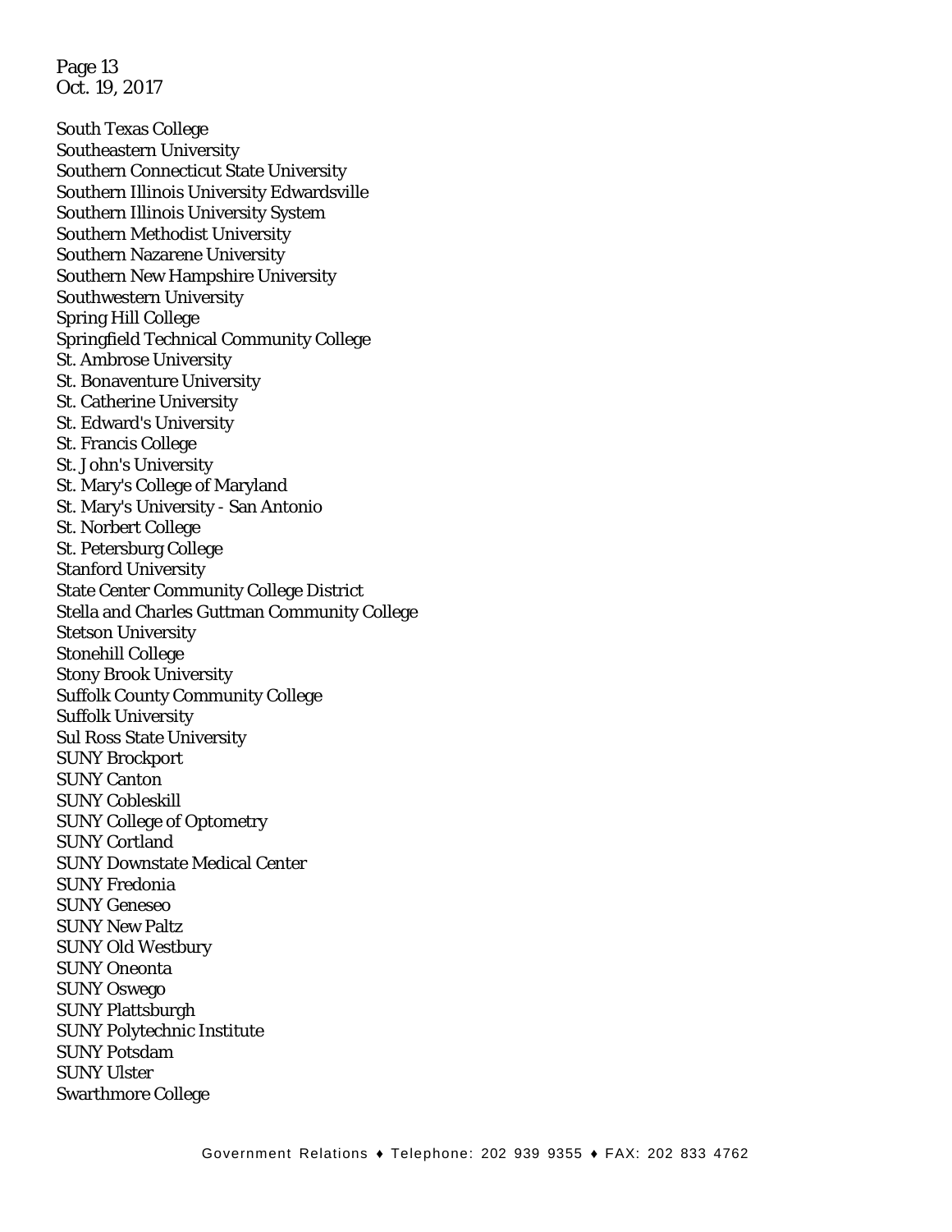South Texas College
Southeastern University
Southern Connecticut State University
Southern Illinois University Edwardsville
Southern Illinois University System
Southern Methodist University
Southern Nazarene University
Southern New Hampshire University
Southwestern University
Spring Hill College
Springfield Technical Community College
St. Ambrose University
St. Bonaventure University
St. Catherine University
St. Edward's University
St. Francis College
St. John's University
St. Mary's College of Maryland
St. Mary's University - San Antonio
St. Norbert College
St. Petersburg College
Stanford University
State Center Community College District
Stella and Charles Guttman Community College
Stetson University
Stonehill College
Stony Brook University
Suffolk County Community College
Suffolk University
Sul Ross State University
SUNY Brockport
SUNY Canton
SUNY Cobleskill
SUNY College of Optometry
SUNY Cortland
SUNY Downstate Medical Center
SUNY Fredonia
SUNY Geneseo
SUNY New Paltz
SUNY Old Westbury
SUNY Oneonta
SUNY Oswego
SUNY Plattsburgh
SUNY Polytechnic Institute
SUNY Potsdam
SUNY Ulster
Swarthmore College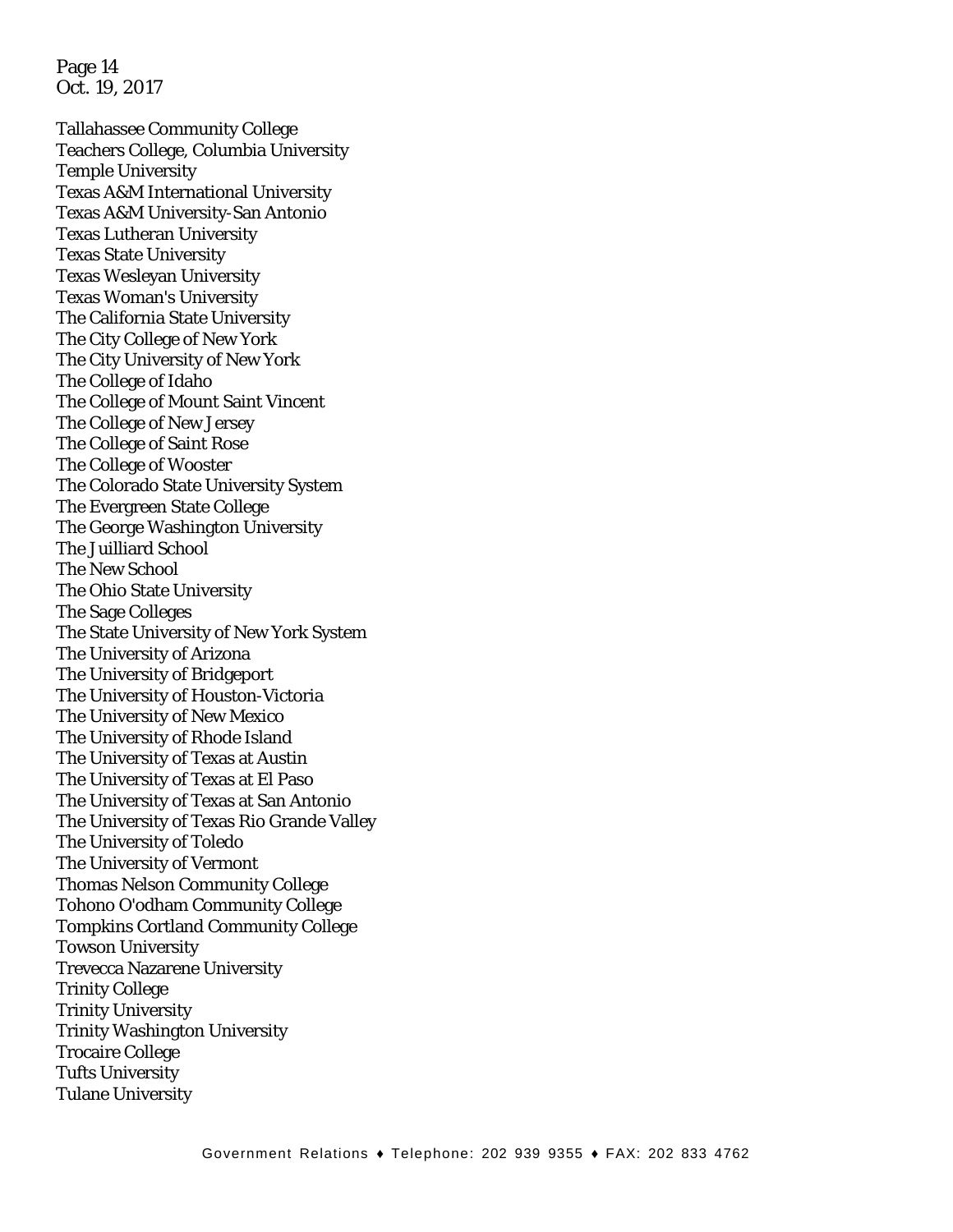Tallahassee Community College
Teachers College, Columbia University
Temple University
Texas A&M International University
Texas A&M University-San Antonio
Texas Lutheran University
Texas State University
Texas Wesleyan University
Texas Woman's University
The California State University
The City College of New York
The City University of New York
The College of Idaho
The College of Mount Saint Vincent
The College of New Jersey
The College of Saint Rose
The College of Wooster
The Colorado State University System
The Evergreen State College
The George Washington University
The Juilliard School
The New School
The Ohio State University
The Sage Colleges
The State University of New York System
The University of Arizona
The University of Bridgeport
The University of Houston-Victoria
The University of New Mexico
The University of Rhode Island
The University of Texas at Austin
The University of Texas at El Paso
The University of Texas at San Antonio
The University of Texas Rio Grande Valley
The University of Toledo
The University of Vermont
Thomas Nelson Community College
Tohono O'odham Community College
Tompkins Cortland Community College
Towson University
Trevecca Nazarene University
Trinity College
Trinity University
Trinity Washington University
Trocaire College
Tufts University
Tulane University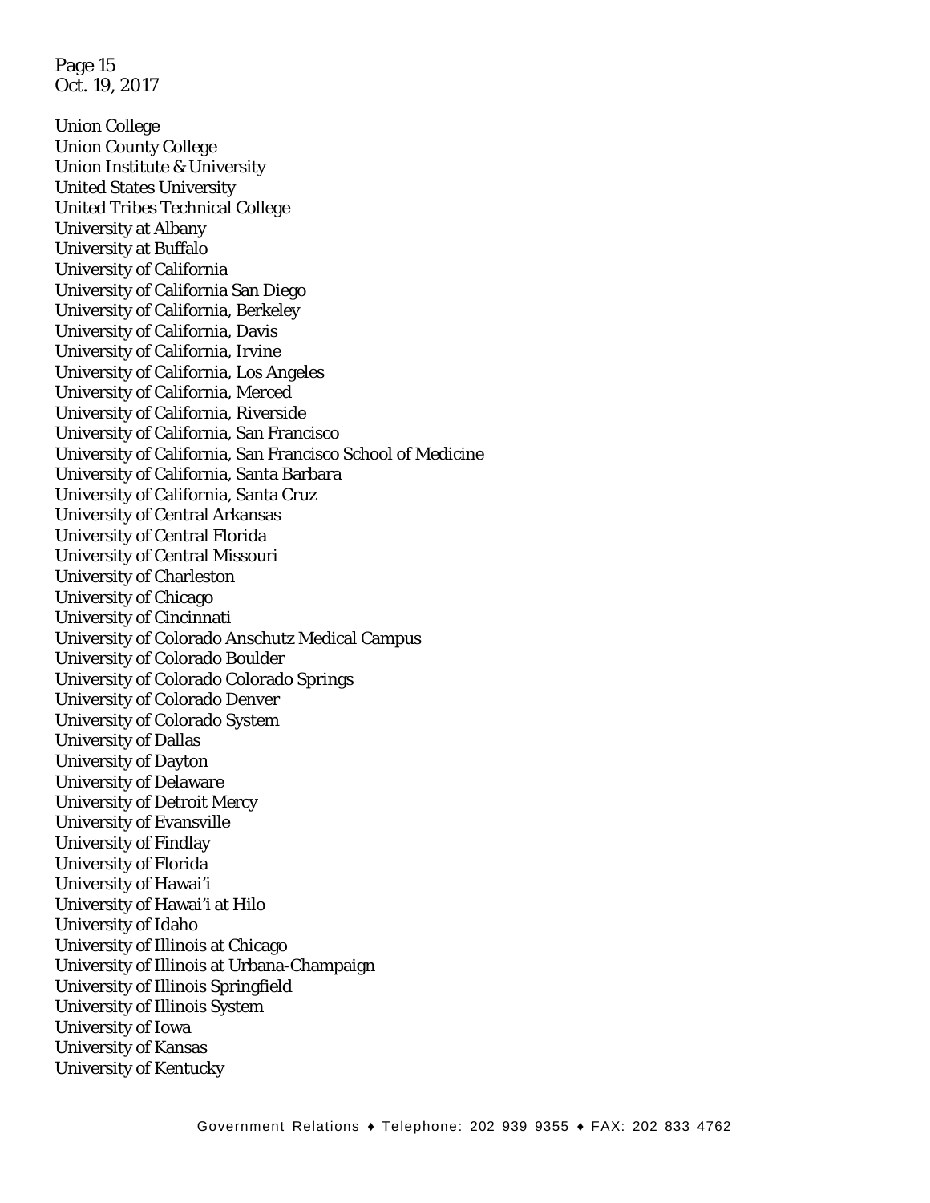Union College
Union County College
Union Institute & University
United States University
United Tribes Technical College
University at Albany
University at Buffalo
University of California
University of California San Diego
University of California, Berkeley
University of California, Davis
University of California, Irvine
University of California, Los Angeles
University of California, Merced
University of California, Riverside
University of California, San Francisco
University of California, San Francisco School of Medicine
University of California, Santa Barbara
University of California, Santa Cruz
University of Central Arkansas
University of Central Florida
University of Central Missouri
University of Charleston
University of Chicago
University of Cincinnati
University of Colorado Anschutz Medical Campus
University of Colorado Boulder
University of Colorado Colorado Springs
University of Colorado Denver
University of Colorado System
University of Dallas
University of Dayton
University of Delaware
University of Detroit Mercy
University of Evansville
University of Findlay
University of Florida
University of Hawai'i
University of Hawai'i at Hilo
University of Idaho
University of Illinois at Chicago
University of Illinois at Urbana-Champaign
University of Illinois Springfield
University of Illinois System
University of Iowa
University of Kansas
University of Kentucky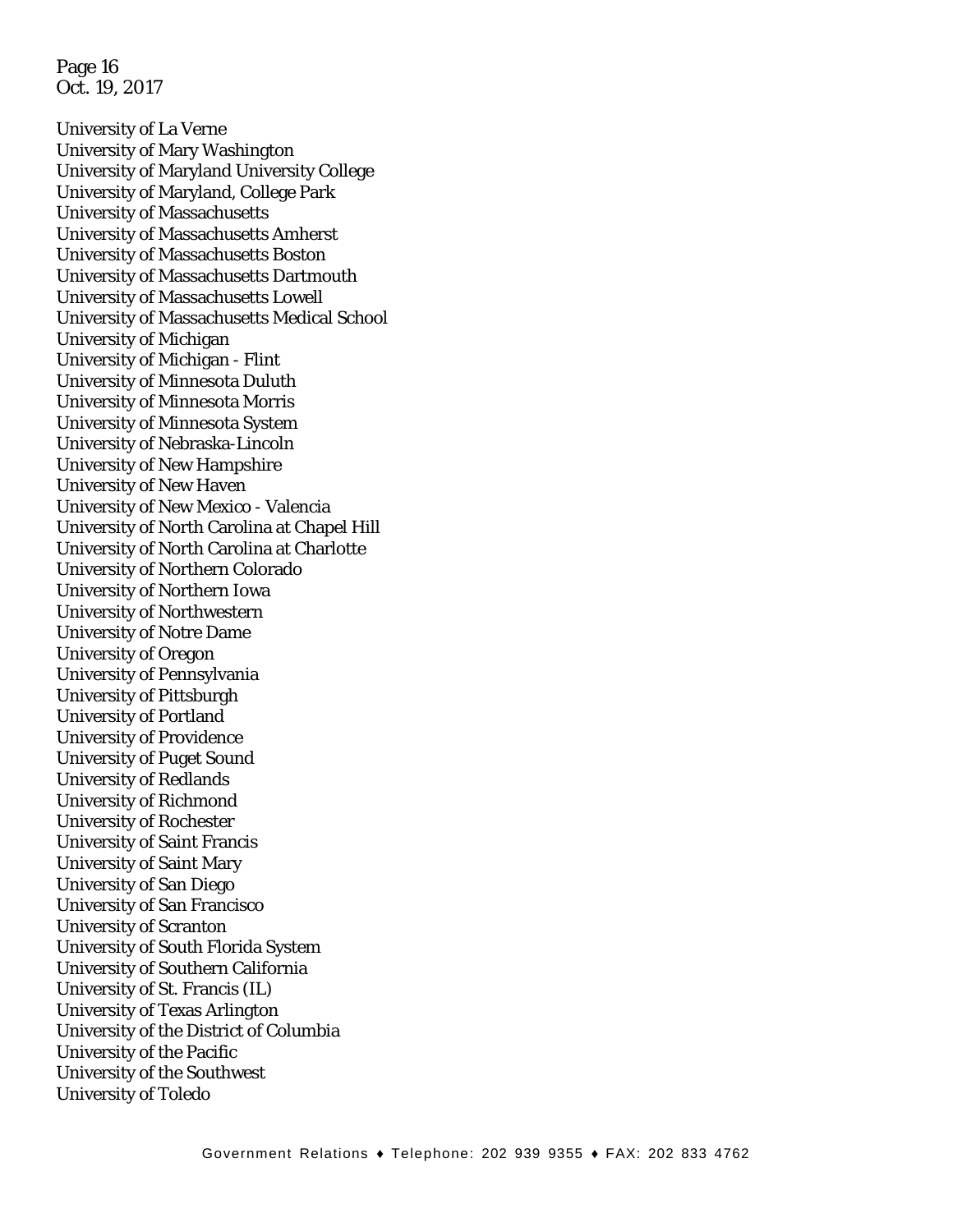University of La Verne
University of Mary Washington
University of Maryland University College
University of Maryland, College Park
University of Massachusetts
University of Massachusetts Amherst
University of Massachusetts Boston
University of Massachusetts Dartmouth
University of Massachusetts Lowell
University of Massachusetts Medical School
University of Michigan
University of Michigan - Flint
University of Minnesota Duluth
University of Minnesota Morris
University of Minnesota System
University of Nebraska-Lincoln
University of New Hampshire
University of New Haven
University of New Mexico - Valencia
University of North Carolina at Chapel Hill
University of North Carolina at Charlotte
University of Northern Colorado
University of Northern Iowa
University of Northwestern
University of Notre Dame
University of Oregon
University of Pennsylvania
University of Pittsburgh
University of Portland
University of Providence
University of Puget Sound
University of Redlands
University of Richmond
University of Rochester
University of Saint Francis
University of Saint Mary
University of San Diego
University of San Francisco
University of Scranton
University of South Florida System
University of Southern California
University of St. Francis (IL)
University of Texas Arlington
University of the District of Columbia
University of the Pacific
University of the Southwest
University of Toledo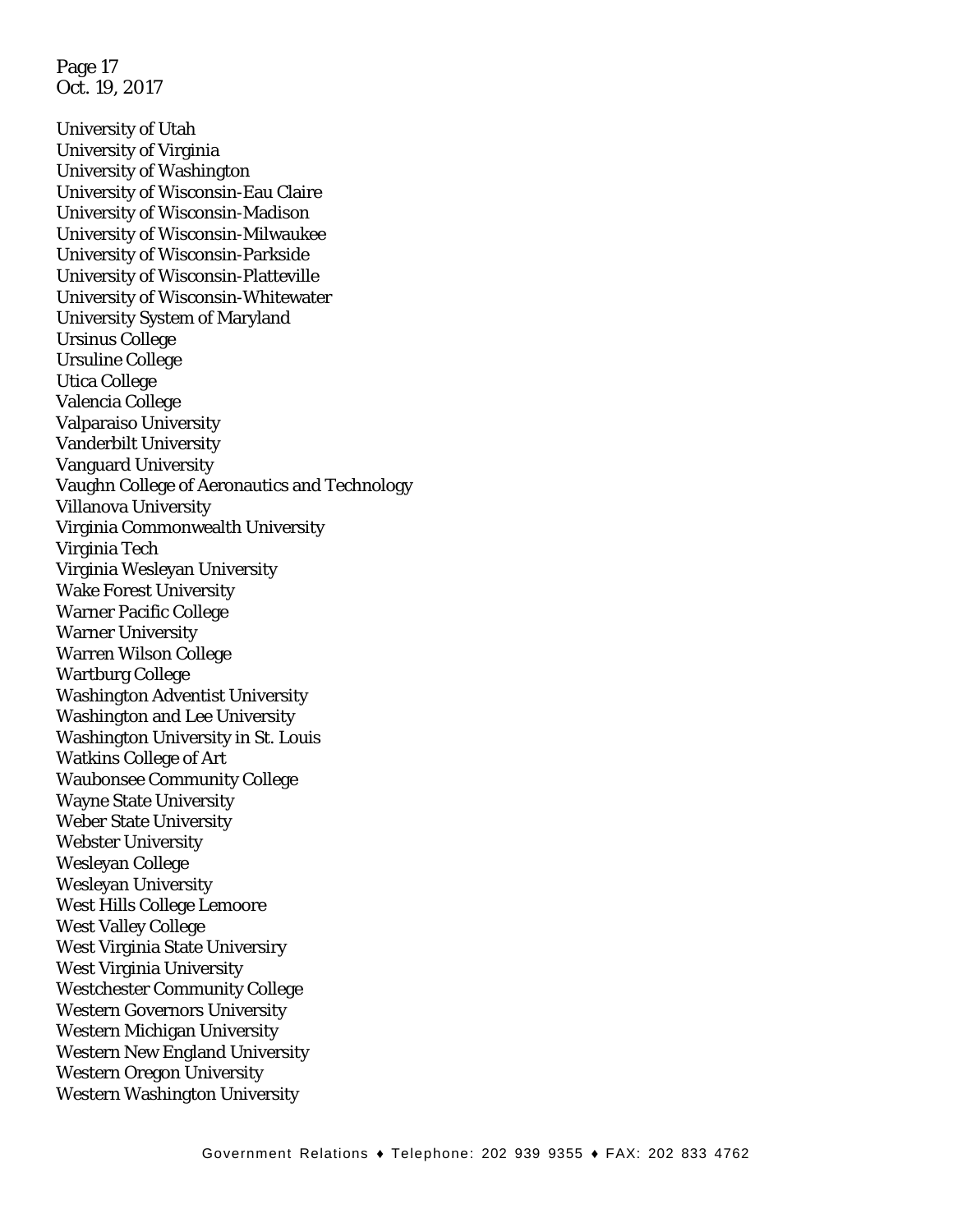University of Utah
University of Virginia
University of Washington
University of Wisconsin-Eau Claire
University of Wisconsin-Madison
University of Wisconsin-Milwaukee
University of Wisconsin-Parkside
University of Wisconsin-Platteville
University of Wisconsin-Whitewater
University System of Maryland
Ursinus College
Ursuline College
Utica College
Valencia College
Valparaiso University
Vanderbilt University
Vanguard University
Vaughn College of Aeronautics and Technology
Villanova University
Virginia Commonwealth University
Virginia Tech
Virginia Wesleyan University
Wake Forest University
Warner Pacific College
Warner University
Warren Wilson College
Wartburg College
Washington Adventist University
Washington and Lee University
Washington University in St. Louis
Watkins College of Art
Waubonsee Community College
Wayne State University
Weber State University
Webster University
Wesleyan College
Wesleyan University
West Hills College Lemoore
West Valley College
West Virginia State Universiry
West Virginia University
Westchester Community College
Western Governors University
Western Michigan University
Western New England University
Western Oregon University
Western Washington University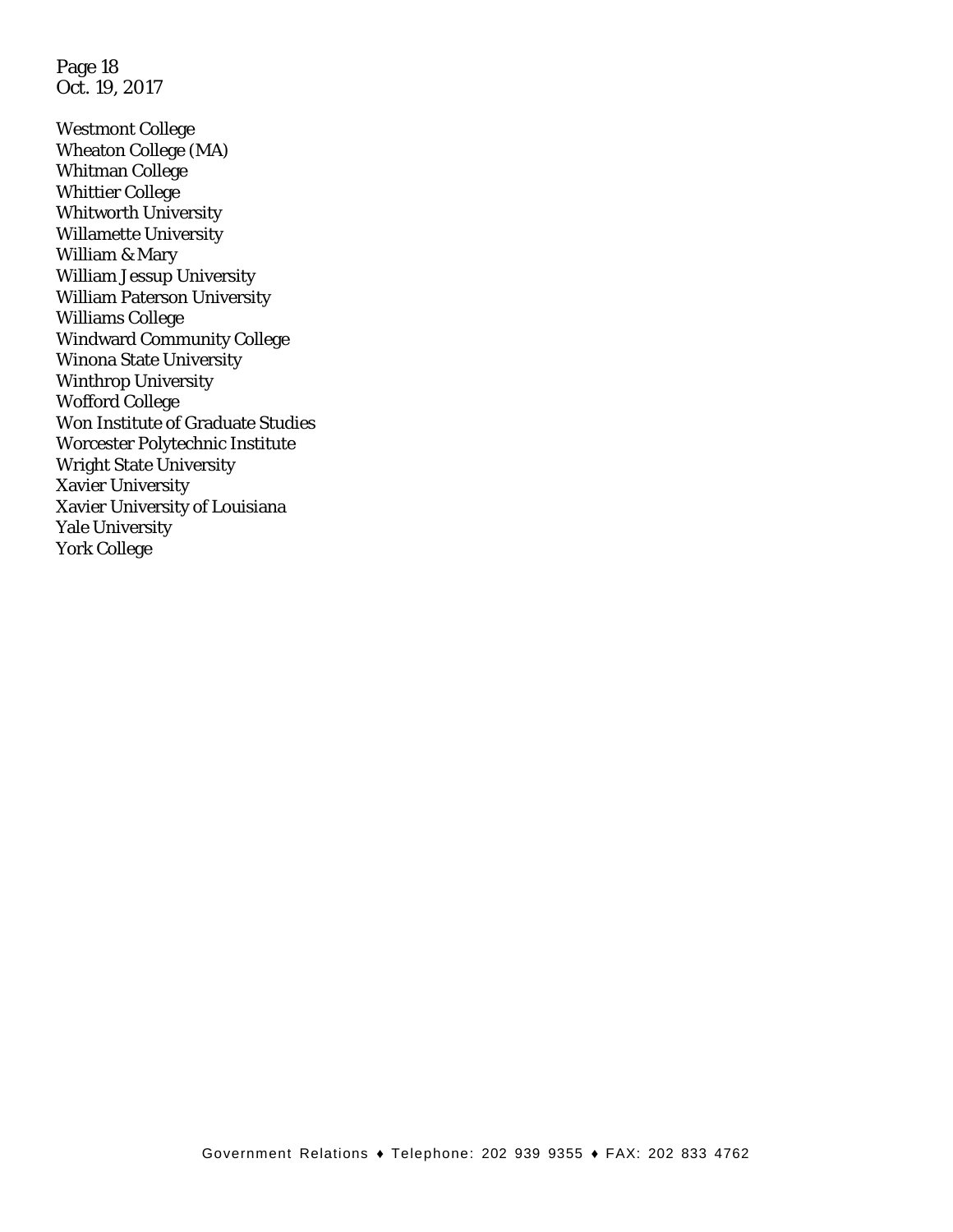Westmont College
Wheaton College (MA)
Whitman College
Whittier College
Whitworth University
Willamette University
William & Mary
William Jessup University
William Paterson University
Williams College
Windward Community College
Winona State University
Winthrop University
Wofford College
Won Institute of Graduate Studies
Worcester Polytechnic Institute
Wright State University
Xavier University
Xavier University of Louisiana
Yale University
York College